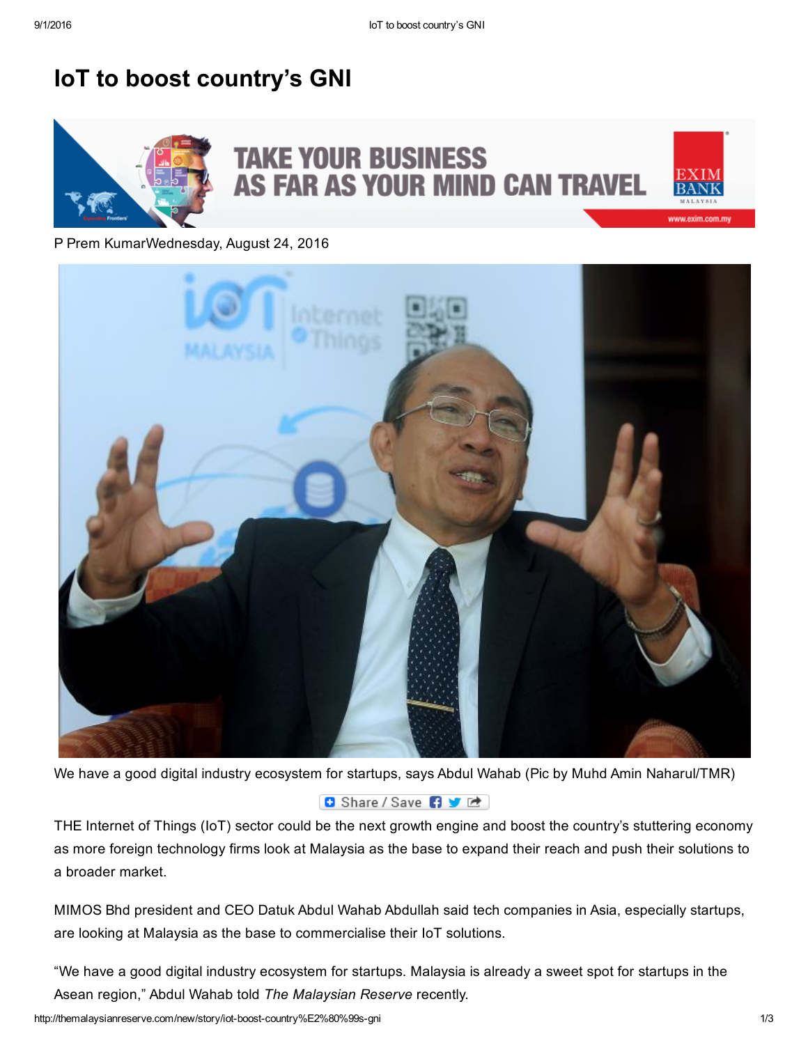# IoT to boost country's GNI

P Prem KumarWednesday, August 24, 2016

We have a good digital industry ecosystem for startups, says Abdul Wahab (Pic by Muhd Amin Naharul/TMR)

THE Internet of Things (IoT) sector could be the next growth engine and boost the country's stuttering economy as more foreign technology firms look at Malaysia as the base to expand their reach and push their solutions to a broader market.

MIMOS Bhd president and CEO Datuk Abdul Wahab Abdullah said tech companies in Asia, especially startups, are looking at Malaysia as the base to commercialise their IoT solutions.

"We have a good digital industry ecosystem for startups. Malaysia is already a sweet spot for startups in the Asean region," Abdul Wahab told *The Malaysian Reserve* recently.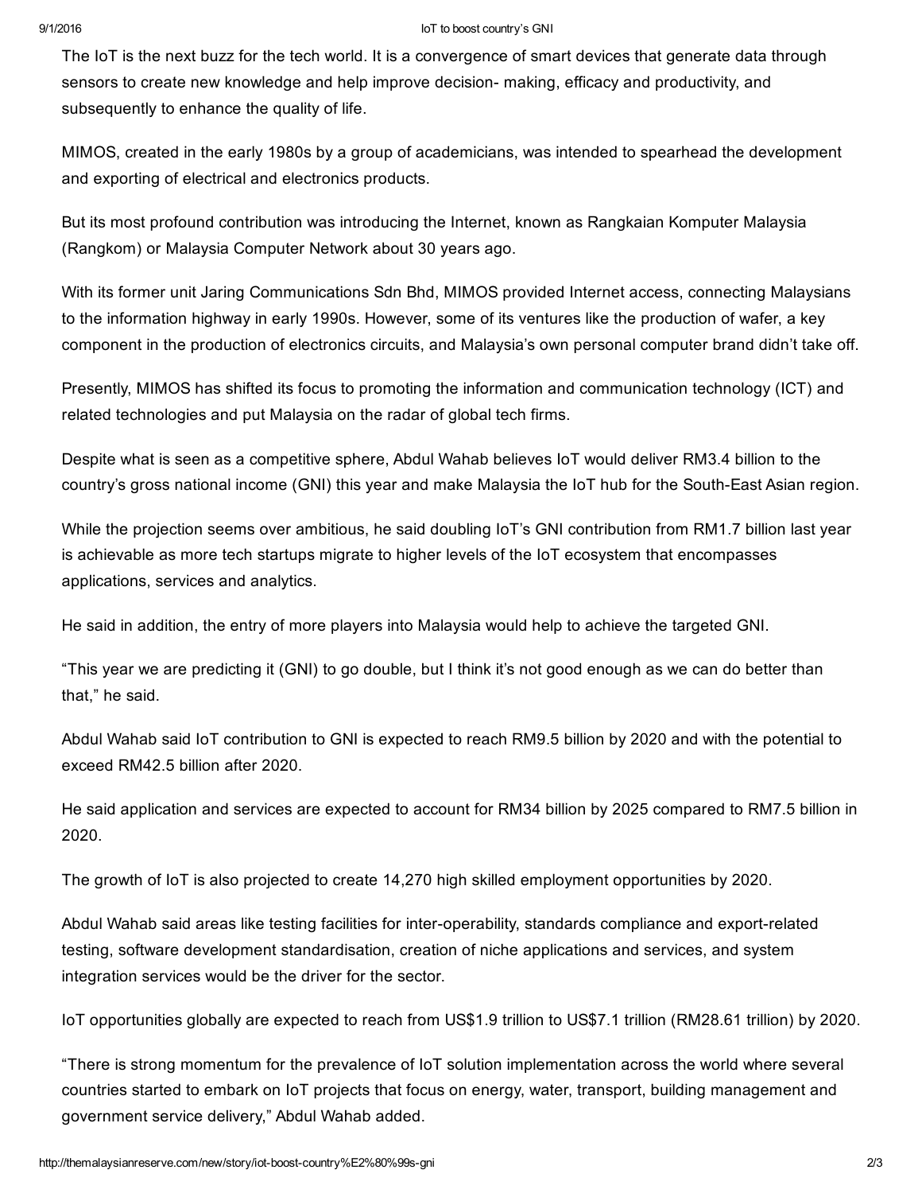The IoT is the next buzz for the tech world. It is a convergence of smart devices that generate data through sensors to create new knowledge and help improve decision- making, efficacy and productivity, and subsequently to enhance the quality of life.

MIMOS, created in the early 1980s by a group of academicians, was intended to spearhead the development and exporting of electrical and electronics products.

But its most profound contribution was introducing the Internet, known as Rangkaian Komputer Malaysia (Rangkom) or Malaysia Computer Network about 30 years ago.

With its former unit Jaring Communications Sdn Bhd, MIMOS provided Internet access, connecting Malaysians to the information highway in early 1990s. However, some of its ventures like the production of wafer, a key component in the production of electronics circuits, and Malaysia's own personal computer brand didn't take off.

Presently, MIMOS has shifted its focus to promoting the information and communication technology (ICT) and related technologies and put Malaysia on the radar of global tech firms.

Despite what is seen as a competitive sphere, Abdul Wahab believes IoT would deliver RM3.4 billion to the country's gross national income (GNI) this year and make Malaysia the IoT hub for the South-East Asian region.

While the projection seems over ambitious, he said doubling IoT's GNI contribution from RM1.7 billion last year is achievable as more tech startups migrate to higher levels of the IoT ecosystem that encompasses applications, services and analytics.

He said in addition, the entry of more players into Malaysia would help to achieve the targeted GNI.

"This year we are predicting it (GNI) to go double, but I think it's not good enough as we can do better than that," he said.

Abdul Wahab said IoT contribution to GNI is expected to reach RM9.5 billion by 2020 and with the potential to exceed RM42.5 billion after 2020.

He said application and services are expected to account for RM34 billion by 2025 compared to RM7.5 billion in 2020.

The growth of IoT is also projected to create 14,270 high skilled employment opportunities by 2020.

Abdul Wahab said areas like testing facilities for inter-operability, standards compliance and export-related testing, software development standardisation, creation of niche applications and services, and system integration services would be the driver for the sector.

IoT opportunities globally are expected to reach from US$1.9 trillion to US$7.1 trillion (RM28.61 trillion) by 2020.

"There is strong momentum for the prevalence of IoT solution implementation across the world where several countries started to embark on IoT projects that focus on energy, water, transport, building management and government service delivery," Abdul Wahab added.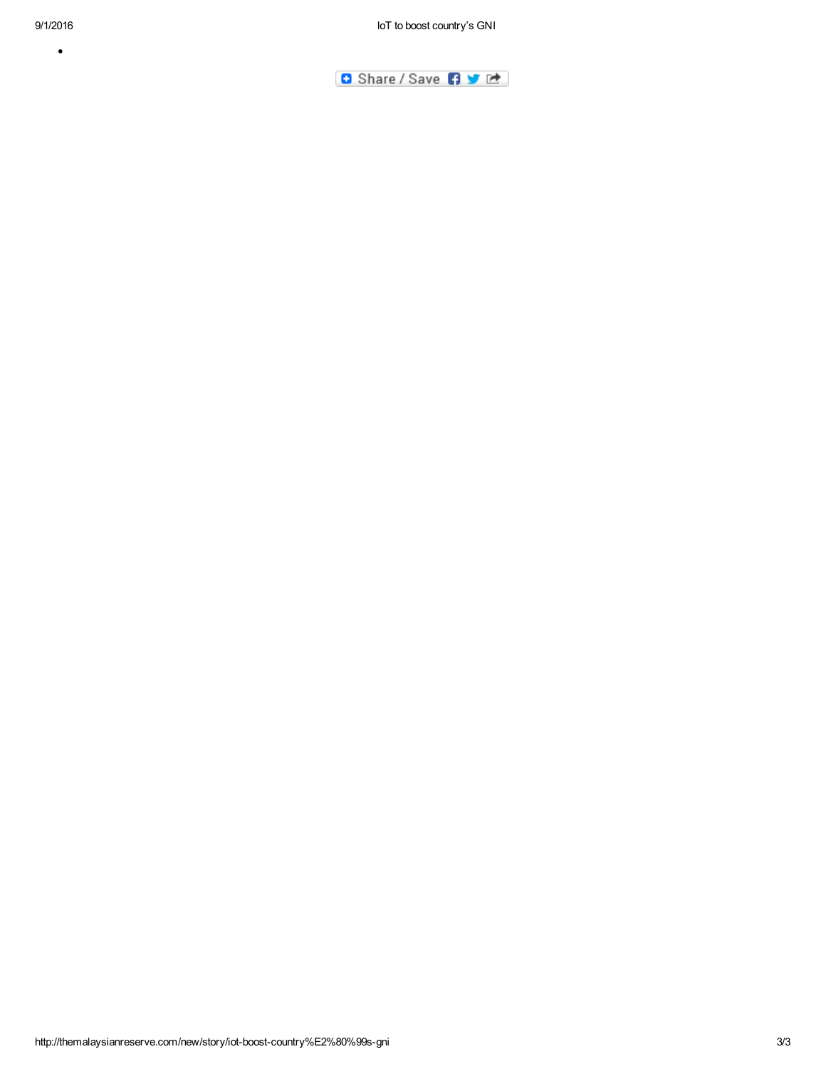- 

Share / Save